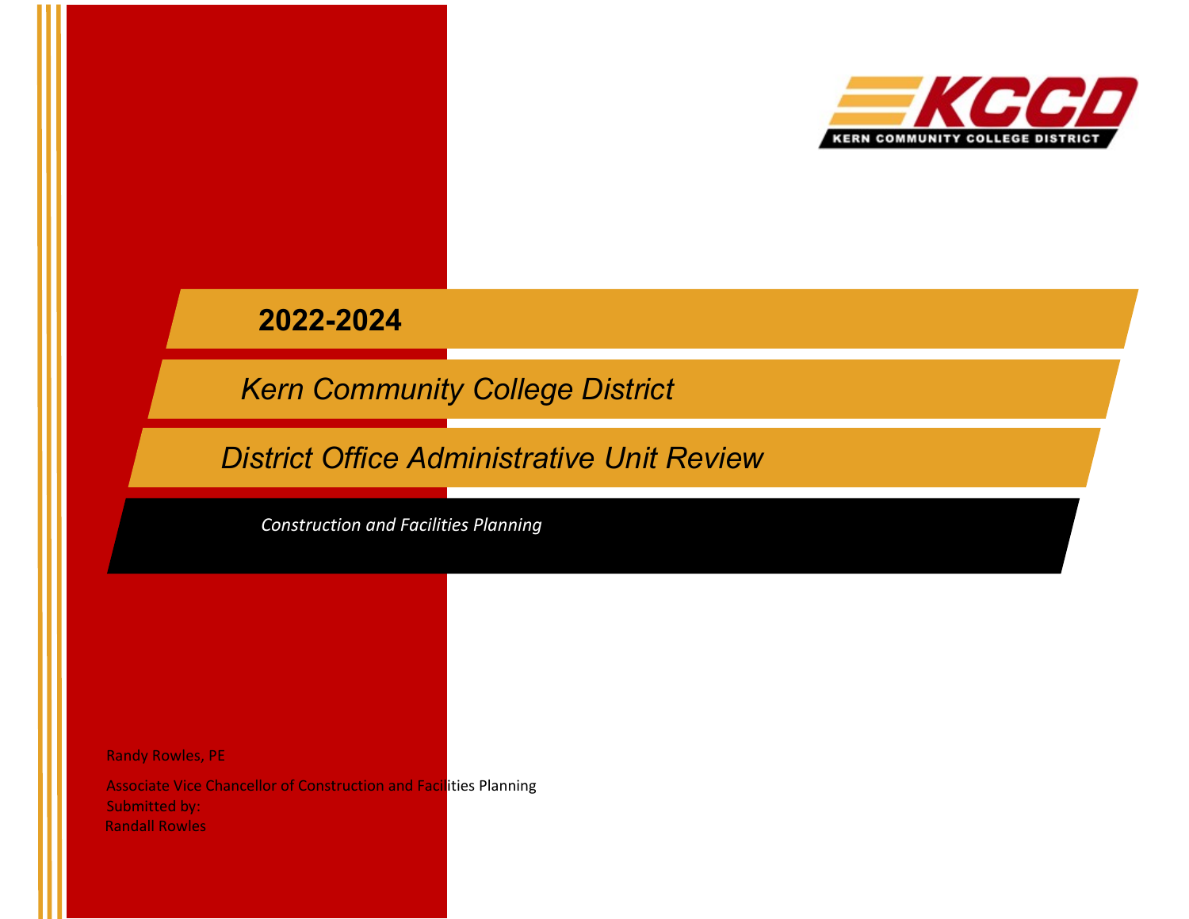KCCD
KERN COMMUNITY COLLEGE DISTRICT

# 2022-2024

## *Kern Community College District*

## *District Office Administrative Unit Review*

*Construction and Facilities Planning*

Randy Rowles, PE

Associate Vice Chancellor of Construction and Facilities Planning
Submitted by:
Randall Rowles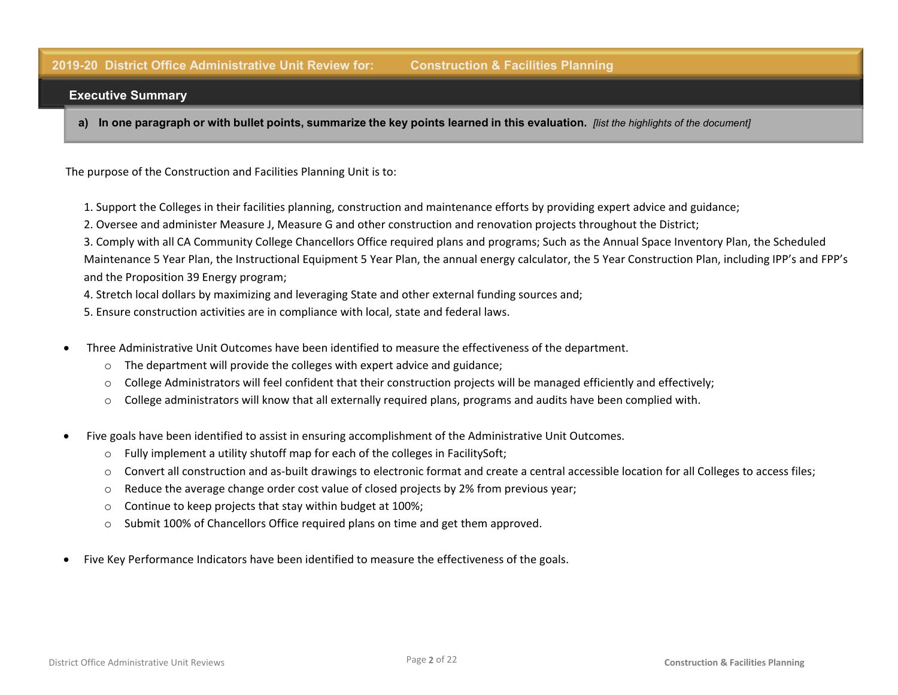## 2019-20 District Office Administrative Unit Review for: Construction & Facilities Planning

### Executive Summary

**a) In one paragraph or with bullet points, summarize the key points learned in this evaluation.** *[list the highlights of the document]*

The purpose of the Construction and Facilities Planning Unit is to:

1. Support the Colleges in their facilities planning, construction and maintenance efforts by providing expert advice and guidance;
2. Oversee and administer Measure J, Measure G and other construction and renovation projects throughout the District;
3. Comply with all CA Community College Chancellors Office required plans and programs; Such as the Annual Space Inventory Plan, the Scheduled Maintenance 5 Year Plan, the Instructional Equipment 5 Year Plan, the annual energy calculator, the 5 Year Construction Plan, including IPP's and FPP's and the Proposition 39 Energy program;
4. Stretch local dollars by maximizing and leveraging State and other external funding sources and;
5. Ensure construction activities are in compliance with local, state and federal laws.

- Three Administrative Unit Outcomes have been identified to measure the effectiveness of the department.
  - The department will provide the colleges with expert advice and guidance;
  - College Administrators will feel confident that their construction projects will be managed efficiently and effectively;
  - College administrators will know that all externally required plans, programs and audits have been complied with.

- Five goals have been identified to assist in ensuring accomplishment of the Administrative Unit Outcomes.
  - Fully implement a utility shutoff map for each of the colleges in FacilitySoft;
  - Convert all construction and as-built drawings to electronic format and create a central accessible location for all Colleges to access files;
  - Reduce the average change order cost value of closed projects by 2% from previous year;
  - Continue to keep projects that stay within budget at 100%;
  - Submit 100% of Chancellors Office required plans on time and get them approved.

- Five Key Performance Indicators have been identified to measure the effectiveness of the goals.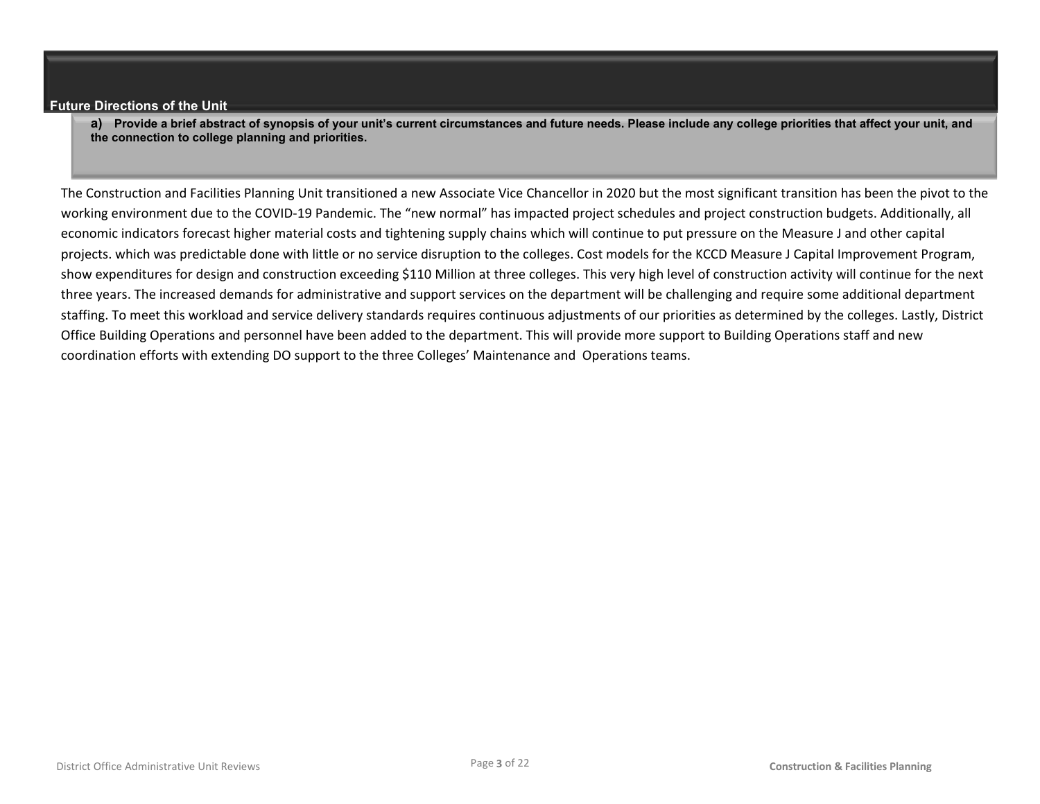## Future Directions of the Unit

**a) Provide a brief abstract of synopsis of your unit's current circumstances and future needs. Please include any college priorities that affect your unit, and the connection to college planning and priorities.**

The Construction and Facilities Planning Unit transitioned a new Associate Vice Chancellor in 2020 but the most significant transition has been the pivot to the working environment due to the COVID-19 Pandemic. The "new normal" has impacted project schedules and project construction budgets. Additionally, all economic indicators forecast higher material costs and tightening supply chains which will continue to put pressure on the Measure J and other capital projects. which was predictable done with little or no service disruption to the colleges. Cost models for the KCCD Measure J Capital Improvement Program, show expenditures for design and construction exceeding $110 Million at three colleges. This very high level of construction activity will continue for the next three years. The increased demands for administrative and support services on the department will be challenging and require some additional department staffing. To meet this workload and service delivery standards requires continuous adjustments of our priorities as determined by the colleges. Lastly, District Office Building Operations and personnel have been added to the department. This will provide more support to Building Operations staff and new coordination efforts with extending DO support to the three Colleges' Maintenance and Operations teams.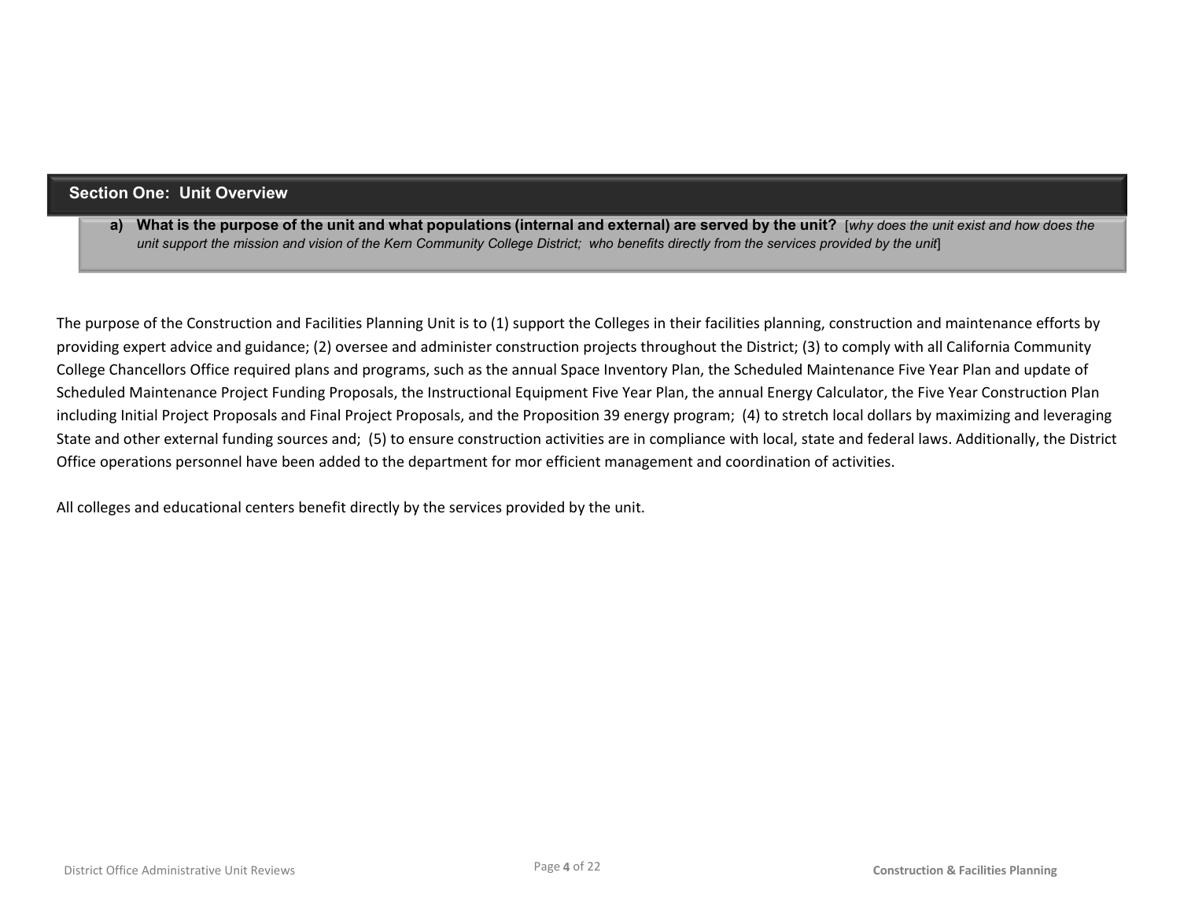## Section One: Unit Overview

**a) What is the purpose of the unit and what populations (internal and external) are served by the unit?** [*why does the unit exist and how does the unit support the mission and vision of the Kern Community College District; who benefits directly from the services provided by the unit*]

The purpose of the Construction and Facilities Planning Unit is to (1) support the Colleges in their facilities planning, construction and maintenance efforts by providing expert advice and guidance; (2) oversee and administer construction projects throughout the District; (3) to comply with all California Community College Chancellors Office required plans and programs, such as the annual Space Inventory Plan, the Scheduled Maintenance Five Year Plan and update of Scheduled Maintenance Project Funding Proposals, the Instructional Equipment Five Year Plan, the annual Energy Calculator, the Five Year Construction Plan including Initial Project Proposals and Final Project Proposals, and the Proposition 39 energy program; (4) to stretch local dollars by maximizing and leveraging State and other external funding sources and; (5) to ensure construction activities are in compliance with local, state and federal laws. Additionally, the District Office operations personnel have been added to the department for mor efficient management and coordination of activities.

All colleges and educational centers benefit directly by the services provided by the unit.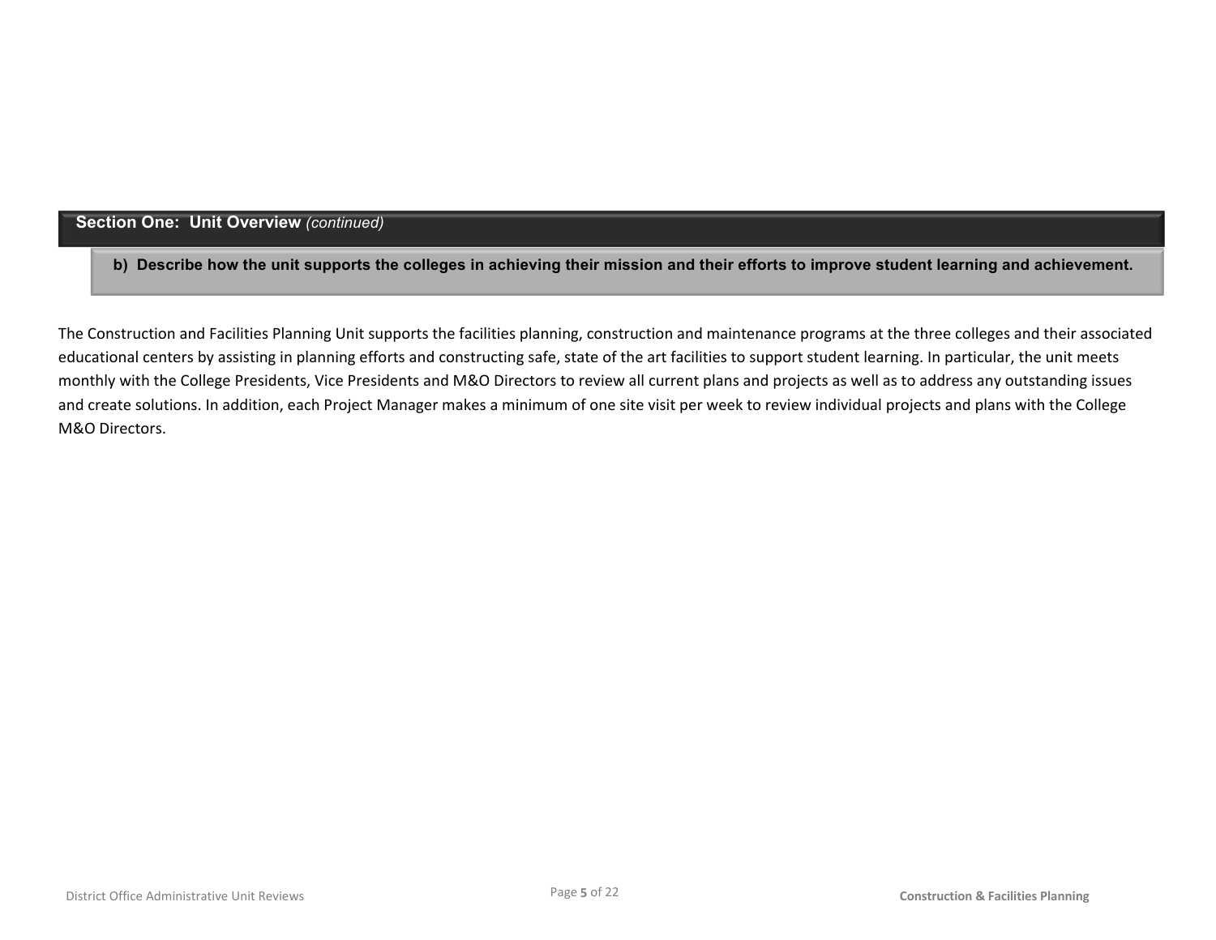## Section One: Unit Overview *(continued)*

### b) Describe how the unit supports the colleges in achieving their mission and their efforts to improve student learning and achievement.

The Construction and Facilities Planning Unit supports the facilities planning, construction and maintenance programs at the three colleges and their associated educational centers by assisting in planning efforts and constructing safe, state of the art facilities to support student learning. In particular, the unit meets monthly with the College Presidents, Vice Presidents and M&O Directors to review all current plans and projects as well as to address any outstanding issues and create solutions. In addition, each Project Manager makes a minimum of one site visit per week to review individual projects and plans with the College M&O Directors.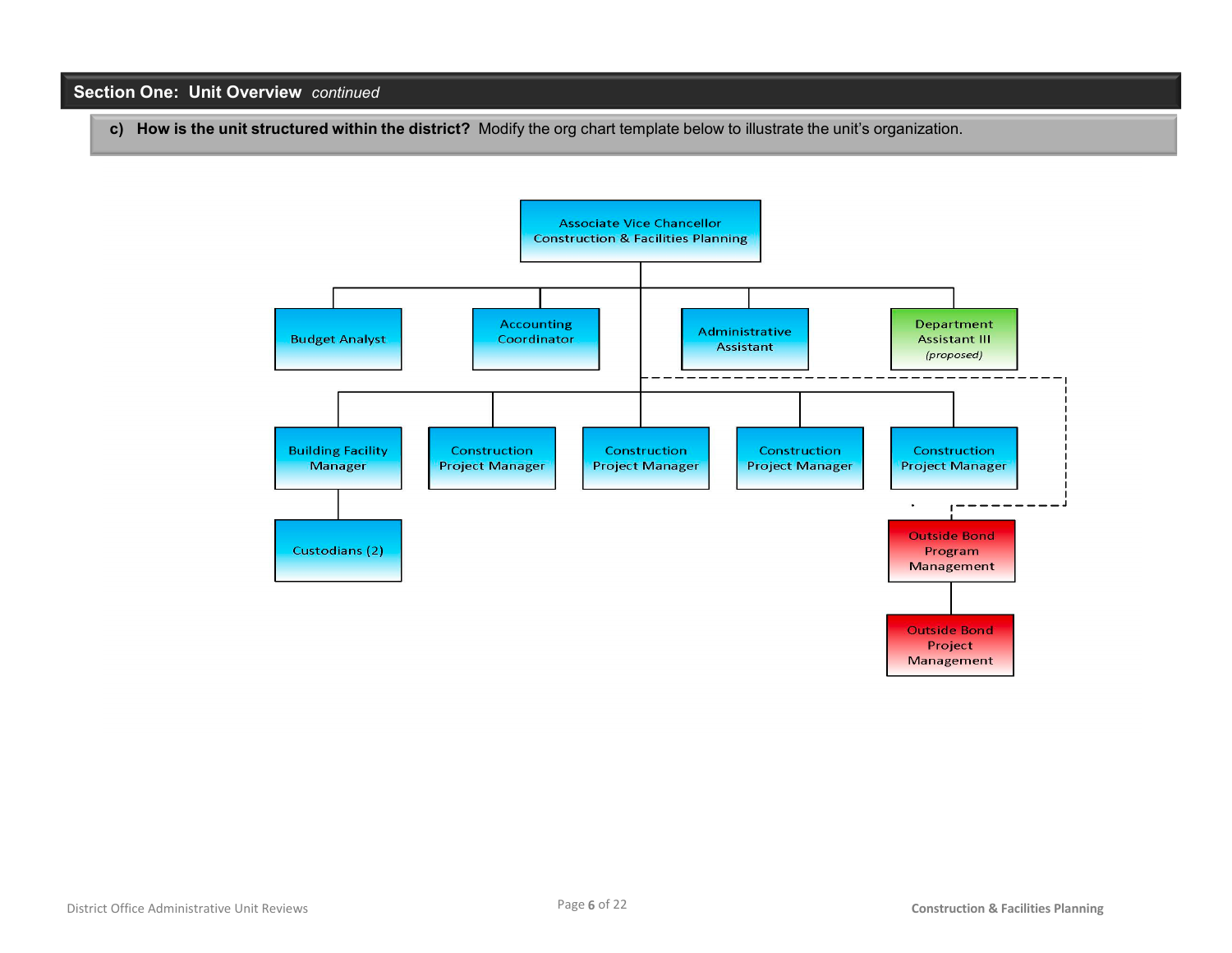## Section One: Unit Overview *continued*

**c) How is the unit structured within the district?** Modify the org chart template below to illustrate the unit's organization.

- Associate Vice Chancellor Construction & Facilities Planning
  - Budget Analyst
  - Accounting Coordinator
  - Administrative Assistant
  - Department Assistant III *(proposed)*
  - Building Facility Manager
    - Custodians (2)
  - Construction Project Manager
  - Construction Project Manager
  - Construction Project Manager
  - Construction Project Manager
  - Outside Bond Program Management (dashed line)
    - Outside Bond Project Management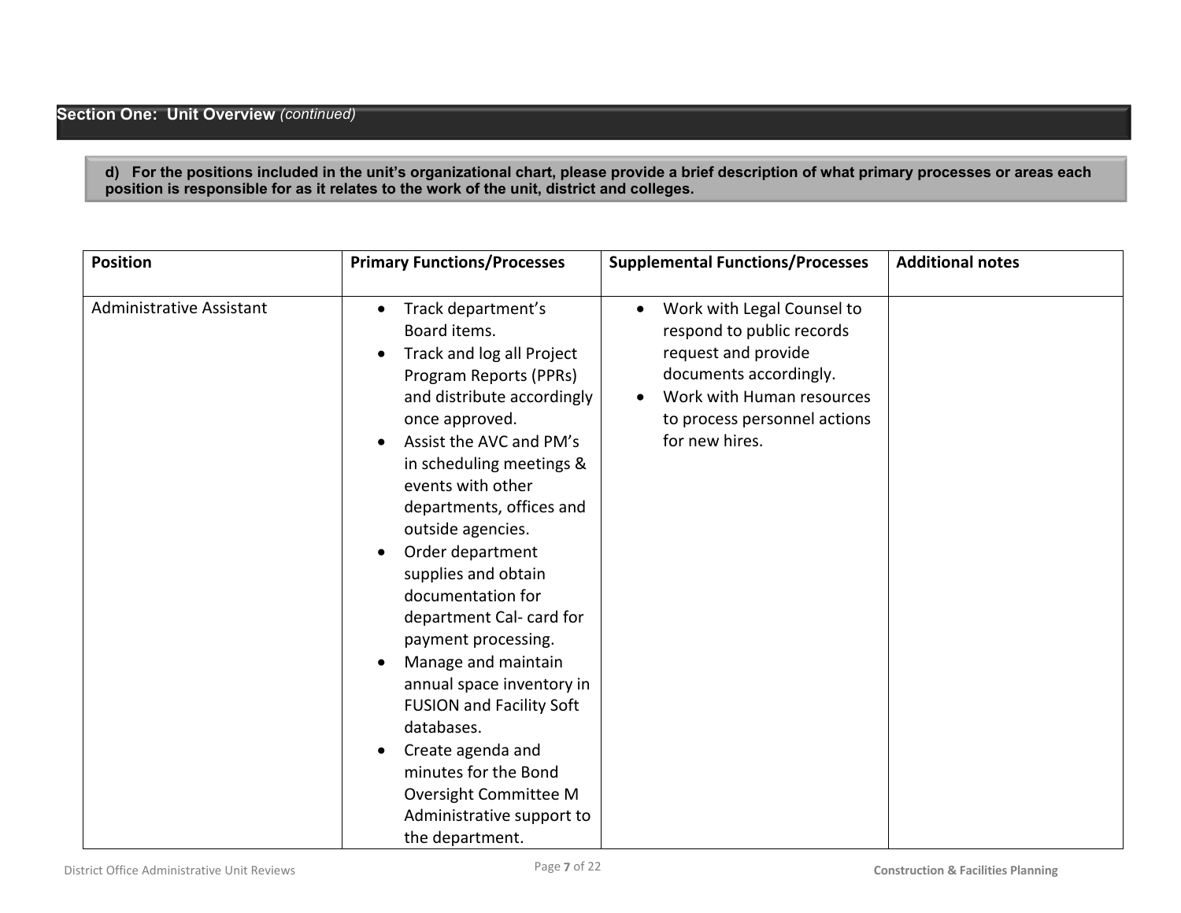## Section One: Unit Overview *(continued)*

**d) For the positions included in the unit's organizational chart, please provide a brief description of what primary processes or areas each position is responsible for as it relates to the work of the unit, district and colleges.**

| Position | Primary Functions/Processes | Supplemental Functions/Processes | Additional notes |
|---|---|---|---|
| Administrative Assistant | • Track department's Board items.<br>• Track and log all Project Program Reports (PPRs) and distribute accordingly once approved.<br>• Assist the AVC and PM's in scheduling meetings & events with other departments, offices and outside agencies.<br>• Order department supplies and obtain documentation for department Cal- card for payment processing.<br>• Manage and maintain annual space inventory in FUSION and Facility Soft databases.<br>• Create agenda and minutes for the Bond Oversight Committee M Administrative support to the department. | • Work with Legal Counsel to respond to public records request and provide documents accordingly.<br>• Work with Human resources to process personnel actions for new hires. | |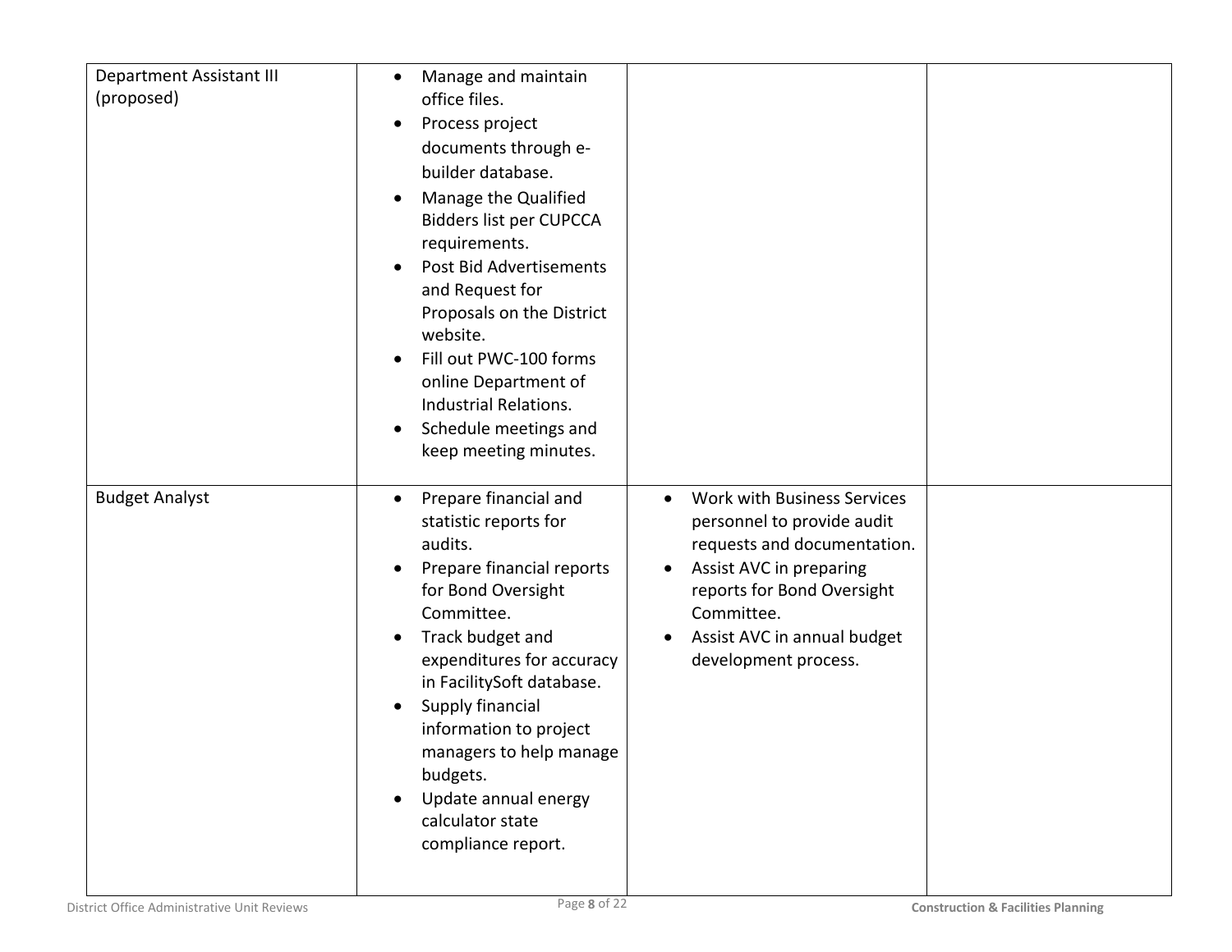| | | | |
|---|---|---|---|
| Department Assistant III (proposed) | • Manage and maintain office files.<br>• Process project documents through e-builder database.<br>• Manage the Qualified Bidders list per CUPCCA requirements.<br>• Post Bid Advertisements and Request for Proposals on the District website.<br>• Fill out PWC-100 forms online Department of Industrial Relations.<br>• Schedule meetings and keep meeting minutes. | | |
| Budget Analyst | • Prepare financial and statistic reports for audits.<br>• Prepare financial reports for Bond Oversight Committee.<br>• Track budget and expenditures for accuracy in FacilitySoft database.<br>• Supply financial information to project managers to help manage budgets.<br>• Update annual energy calculator state compliance report. | • Work with Business Services personnel to provide audit requests and documentation.<br>• Assist AVC in preparing reports for Bond Oversight Committee.<br>• Assist AVC in annual budget development process. | |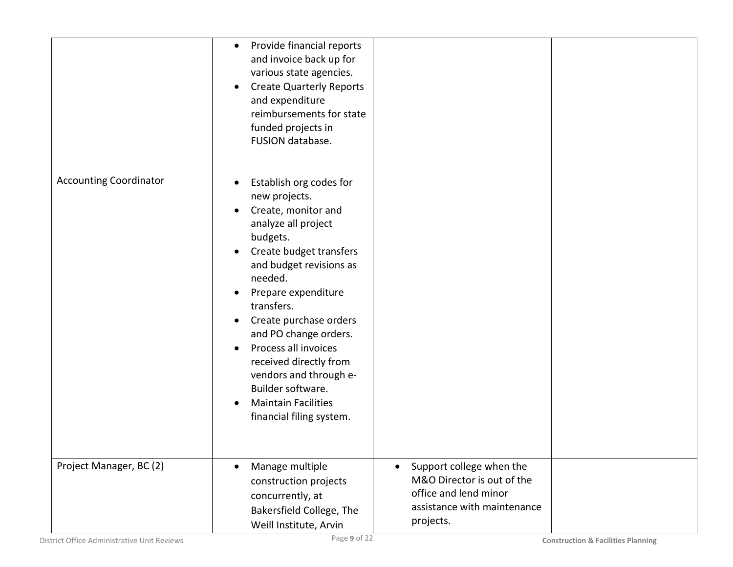| | | | |
|---|---|---|---|
| | • Provide financial reports and invoice back up for various state agencies.<br>• Create Quarterly Reports and expenditure reimbursements for state funded projects in FUSION database. | | |
| Accounting Coordinator | • Establish org codes for new projects.<br>• Create, monitor and analyze all project budgets.<br>• Create budget transfers and budget revisions as needed.<br>• Prepare expenditure transfers.<br>• Create purchase orders and PO change orders.<br>• Process all invoices received directly from vendors and through e-Builder software.<br>• Maintain Facilities financial filing system. | | |
| Project Manager, BC (2) | • Manage multiple construction projects concurrently, at Bakersfield College, The Weill Institute, Arvin | • Support college when the M&O Director is out of the office and lend minor assistance with maintenance projects. | |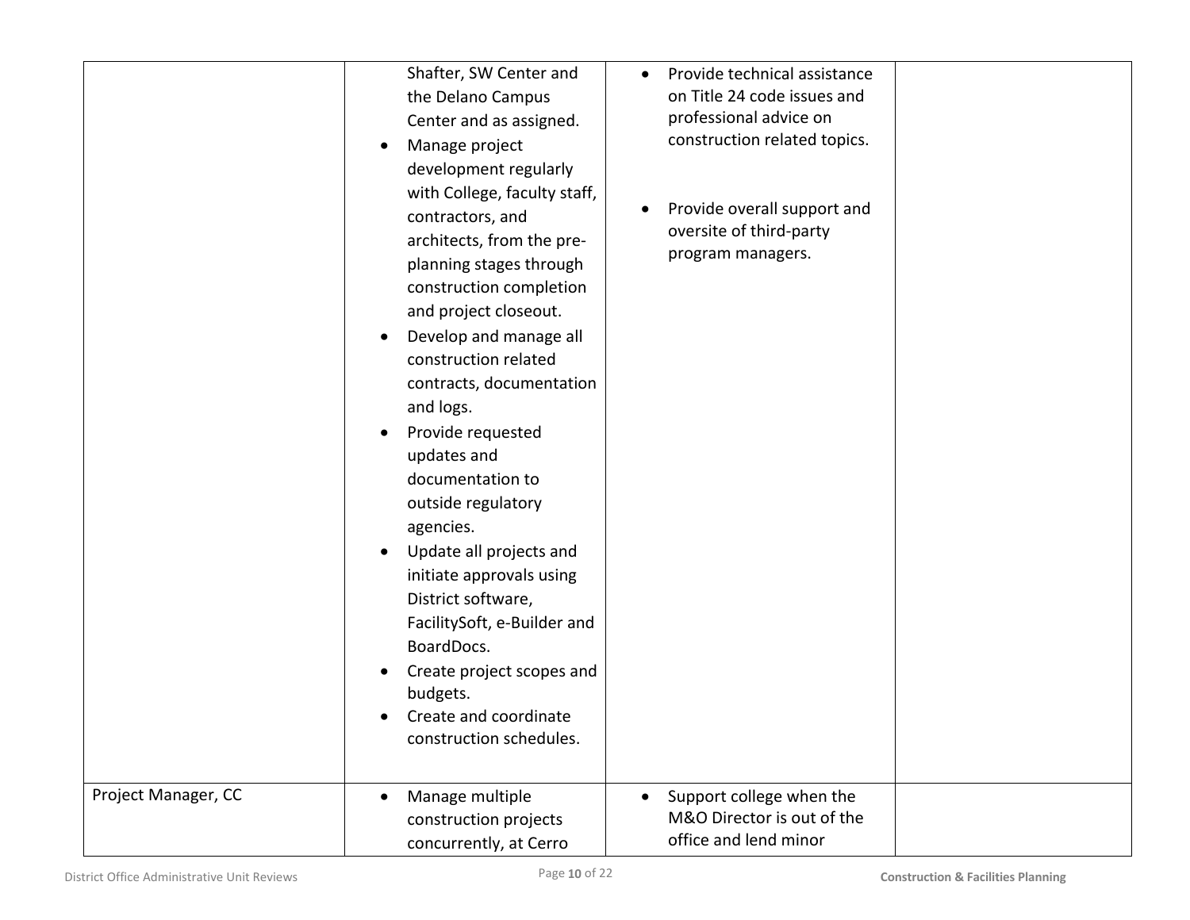| | | | |
|---|---|---|---|
| | Shafter, SW Center and the Delano Campus Center and as assigned.<br>• Manage project development regularly with College, faculty staff, contractors, and architects, from the pre-planning stages through construction completion and project closeout.<br>• Develop and manage all construction related contracts, documentation and logs.<br>• Provide requested updates and documentation to outside regulatory agencies.<br>• Update all projects and initiate approvals using District software, FacilitySoft, e-Builder and BoardDocs.<br>• Create project scopes and budgets.<br>• Create and coordinate construction schedules. | • Provide technical assistance on Title 24 code issues and professional advice on construction related topics.<br>• Provide overall support and oversite of third-party program managers. | |
| Project Manager, CC | • Manage multiple construction projects concurrently, at Cerro | • Support college when the M&O Director is out of the office and lend minor | |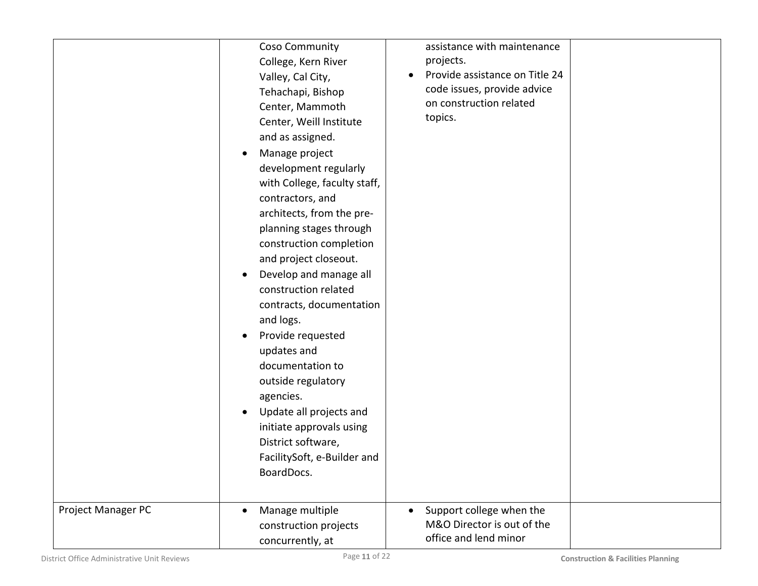| | | | |
|---|---|---|---|
| | Coso Community College, Kern River Valley, Cal City, Tehachapi, Bishop Center, Mammoth Center, Weill Institute and as assigned.<br>• Manage project development regularly with College, faculty staff, contractors, and architects, from the pre-planning stages through construction completion and project closeout.<br>• Develop and manage all construction related contracts, documentation and logs.<br>• Provide requested updates and documentation to outside regulatory agencies.<br>• Update all projects and initiate approvals using District software, FacilitySoft, e-Builder and BoardDocs. | assistance with maintenance projects.<br>• Provide assistance on Title 24 code issues, provide advice on construction related topics. | |
| Project Manager PC | • Manage multiple construction projects concurrently, at | • Support college when the M&O Director is out of the office and lend minor | |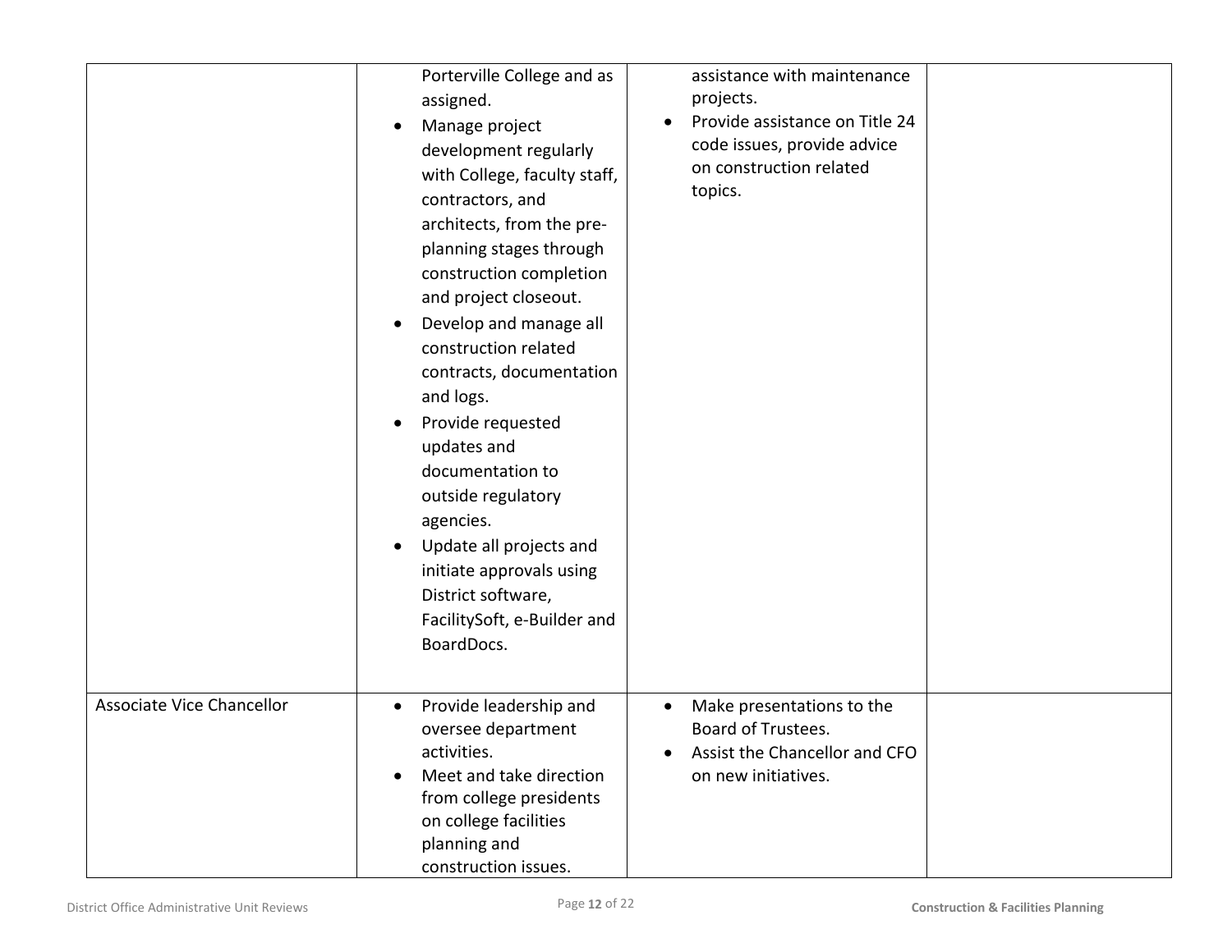| | | | |
|---|---|---|---|
| | Porterville College and as assigned.<br>• Manage project development regularly with College, faculty staff, contractors, and architects, from the pre-planning stages through construction completion and project closeout.<br>• Develop and manage all construction related contracts, documentation and logs.<br>• Provide requested updates and documentation to outside regulatory agencies.<br>• Update all projects and initiate approvals using District software, FacilitySoft, e-Builder and BoardDocs. | assistance with maintenance projects.<br>• Provide assistance on Title 24 code issues, provide advice on construction related topics. | |
| Associate Vice Chancellor | • Provide leadership and oversee department activities.<br>• Meet and take direction from college presidents on college facilities planning and construction issues. | • Make presentations to the Board of Trustees.<br>• Assist the Chancellor and CFO on new initiatives. | |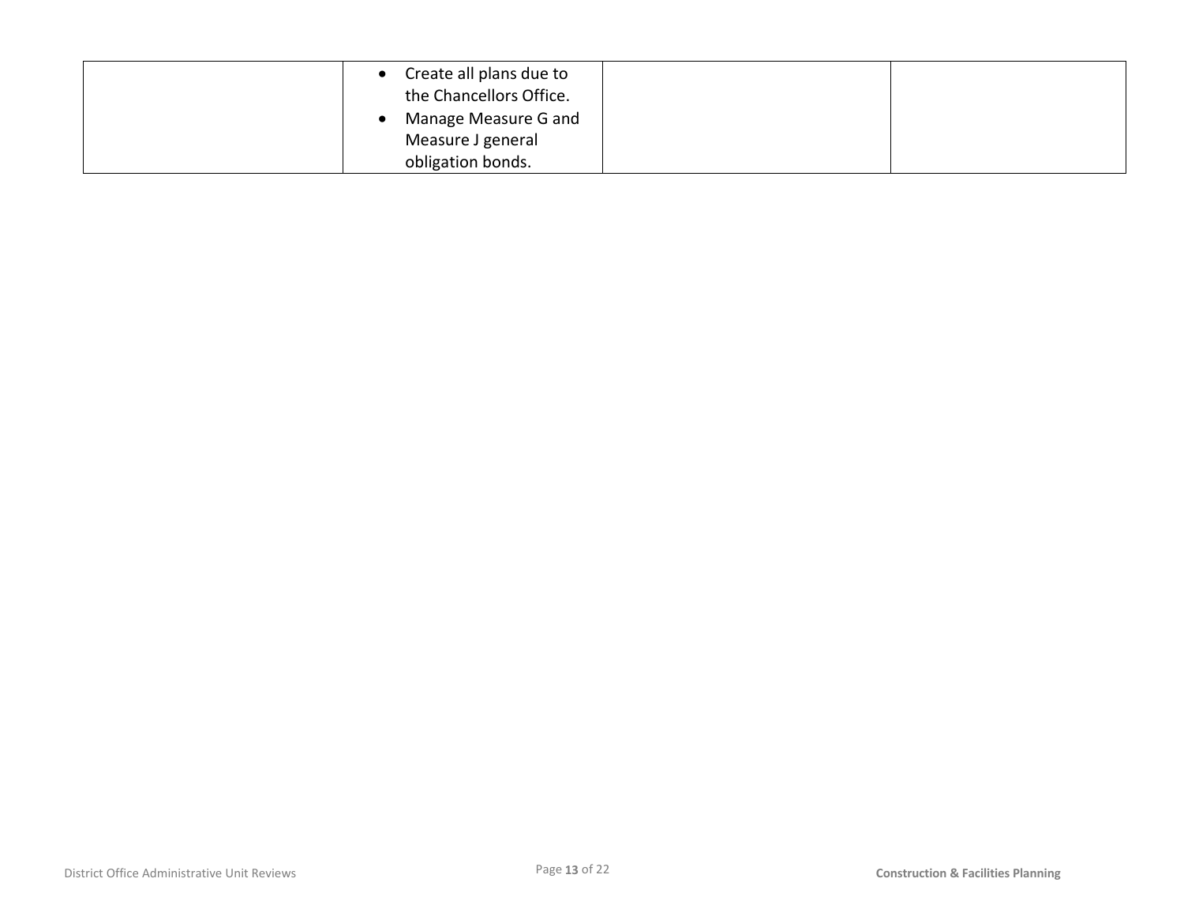| | | | |
|---|---|---|---|
| | • Create all plans due to the Chancellors Office.<br>• Manage Measure G and Measure J general obligation bonds. | | |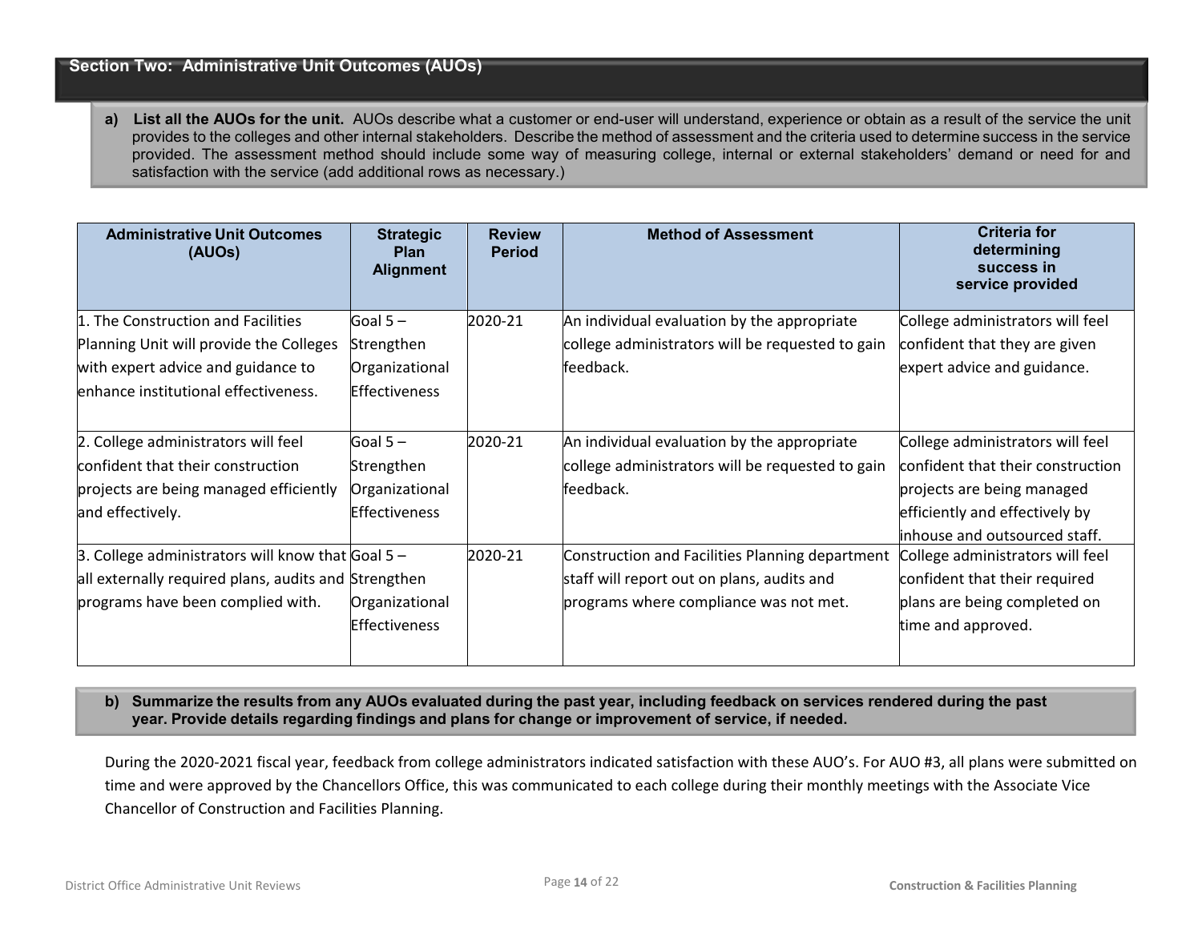## Section Two: Administrative Unit Outcomes (AUOs)

**a) List all the AUOs for the unit.** AUOs describe what a customer or end-user will understand, experience or obtain as a result of the service the unit provides to the colleges and other internal stakeholders. Describe the method of assessment and the criteria used to determine success in the service provided. The assessment method should include some way of measuring college, internal or external stakeholders' demand or need for and satisfaction with the service (add additional rows as necessary.)

| Administrative Unit Outcomes (AUOs) | Strategic Plan Alignment | Review Period | Method of Assessment | Criteria for determining success in service provided |
|---|---|---|---|---|
| 1. The Construction and Facilities Planning Unit will provide the Colleges with expert advice and guidance to enhance institutional effectiveness. | Goal 5 – Strengthen Organizational Effectiveness | 2020-21 | An individual evaluation by the appropriate college administrators will be requested to gain feedback. | College administrators will feel confident that they are given expert advice and guidance. |
| 2. College administrators will feel confident that their construction projects are being managed efficiently and effectively. | Goal 5 – Strengthen Organizational Effectiveness | 2020-21 | An individual evaluation by the appropriate college administrators will be requested to gain feedback. | College administrators will feel confident that their construction projects are being managed efficiently and effectively by inhouse and outsourced staff. |
| 3. College administrators will know that all externally required plans, audits and programs have been complied with. | Goal 5 – Strengthen Organizational Effectiveness | 2020-21 | Construction and Facilities Planning department staff will report out on plans, audits and programs where compliance was not met. | College administrators will feel confident that their required plans are being completed on time and approved. |

**b) Summarize the results from any AUOs evaluated during the past year, including feedback on services rendered during the past year. Provide details regarding findings and plans for change or improvement of service, if needed.**

During the 2020-2021 fiscal year, feedback from college administrators indicated satisfaction with these AUO's. For AUO #3, all plans were submitted on time and were approved by the Chancellors Office, this was communicated to each college during their monthly meetings with the Associate Vice Chancellor of Construction and Facilities Planning.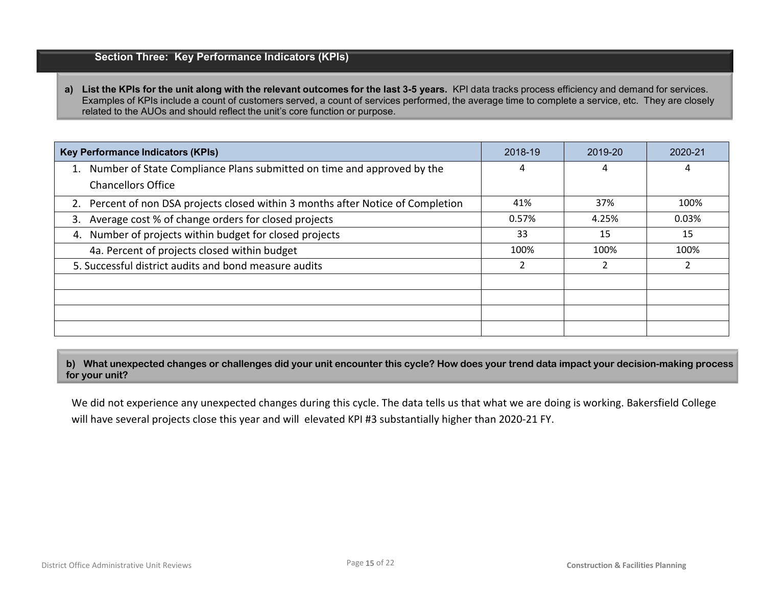## Section Three: Key Performance Indicators (KPIs)

**a) List the KPIs for the unit along with the relevant outcomes for the last 3-5 years.** KPI data tracks process efficiency and demand for services. Examples of KPIs include a count of customers served, a count of services performed, the average time to complete a service, etc. They are closely related to the AUOs and should reflect the unit's core function or purpose.

| Key Performance Indicators (KPIs) | 2018-19 | 2019-20 | 2020-21 |
|---|---|---|---|
| 1. Number of State Compliance Plans submitted on time and approved by the Chancellors Office | 4 | 4 | 4 |
| 2. Percent of non DSA projects closed within 3 months after Notice of Completion | 41% | 37% | 100% |
| 3. Average cost % of change orders for closed projects | 0.57% | 4.25% | 0.03% |
| 4. Number of projects within budget for closed projects | 33 | 15 | 15 |
| 4a. Percent of projects closed within budget | 100% | 100% | 100% |
| 5. Successful district audits and bond measure audits | 2 | 2 | 2 |
| | | | |
| | | | |
| | | | |
| | | | |

**b) What unexpected changes or challenges did your unit encounter this cycle? How does your trend data impact your decision-making process for your unit?**

We did not experience any unexpected changes during this cycle. The data tells us that what we are doing is working. Bakersfield College will have several projects close this year and will elevated KPI #3 substantially higher than 2020-21 FY.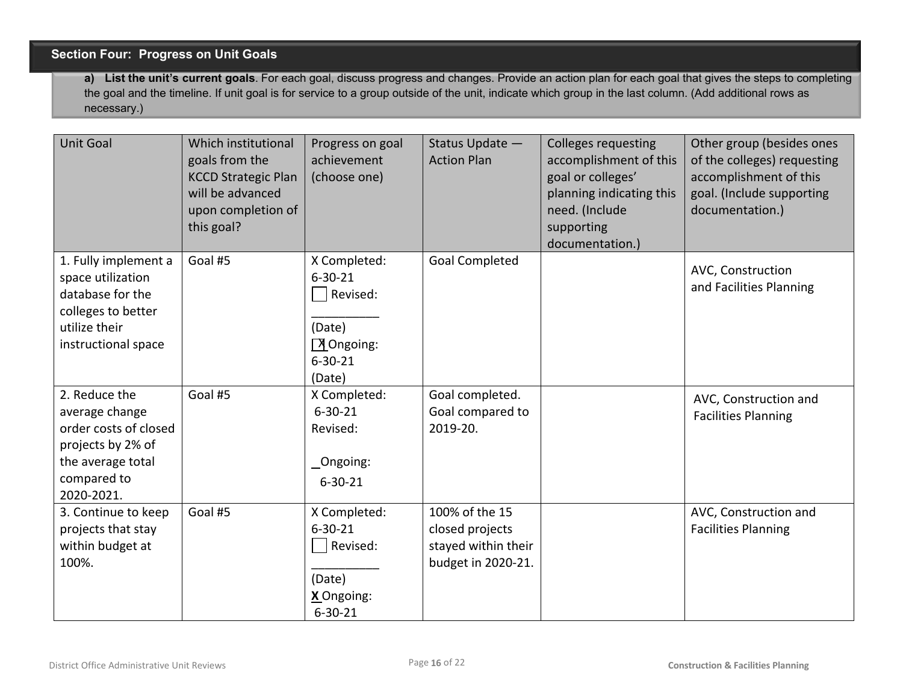## Section Four: Progress on Unit Goals

**a) List the unit's current goals**. For each goal, discuss progress and changes. Provide an action plan for each goal that gives the steps to completing the goal and the timeline. If unit goal is for service to a group outside of the unit, indicate which group in the last column. (Add additional rows as necessary.)

| Unit Goal | Which institutional goals from the KCCD Strategic Plan will be advanced upon completion of this goal? | Progress on goal achievement (choose one) | Status Update — Action Plan | Colleges requesting accomplishment of this goal or colleges' planning indicating this need. (Include supporting documentation.) | Other group (besides ones of the colleges) requesting accomplishment of this goal. (Include supporting documentation.) |
|---|---|---|---|---|---|
| 1. Fully implement a space utilization database for the colleges to better utilize their instructional space | Goal #5 | X Completed: 6-30-21<br>☐ Revised: __________ (Date)<br>☒ Ongoing: 6-30-21 (Date) | Goal Completed | | AVC, Construction and Facilities Planning |
| 2. Reduce the average change order costs of closed projects by 2% of the average total compared to 2020-2021. | Goal #5 | X Completed: 6-30-21<br>Revised:<br>_Ongoing: 6-30-21 | Goal completed. Goal compared to 2019-20. | | AVC, Construction and Facilities Planning |
| 3. Continue to keep projects that stay within budget at 100%. | Goal #5 | X Completed: 6-30-21<br>☐ Revised: __________ (Date)<br>**X** Ongoing: 6-30-21 | 100% of the 15 closed projects stayed within their budget in 2020-21. | | AVC, Construction and Facilities Planning |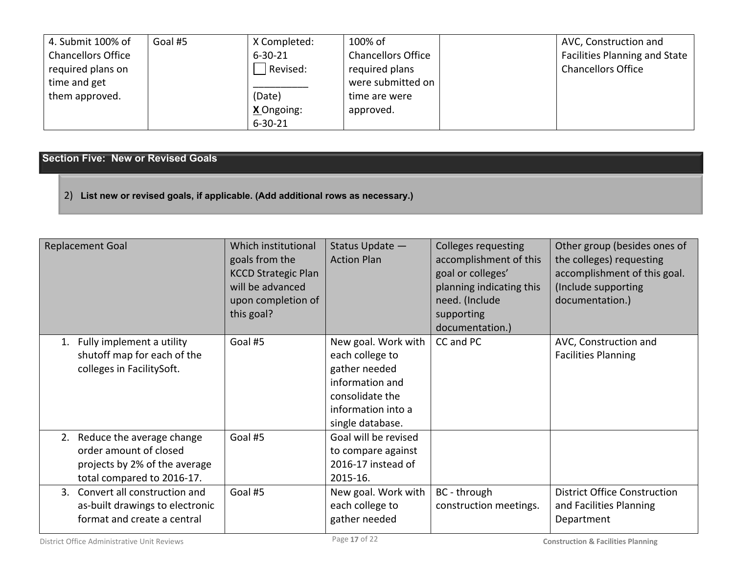| 4. Submit 100% of Chancellors Office required plans on time and get them approved. | Goal #5 | X Completed: 6-30-21<br>☐ Revised: __________ (Date)<br>**X** Ongoing: 6-30-21 | 100% of Chancellors Office required plans were submitted on time are were approved. | | AVC, Construction and Facilities Planning and State Chancellors Office |
|---|---|---|---|---|---|

## Section Five: New or Revised Goals

2) **List new or revised goals, if applicable. (Add additional rows as necessary.)**

| Replacement Goal | Which institutional goals from the KCCD Strategic Plan will be advanced upon completion of this goal? | Status Update — Action Plan | Colleges requesting accomplishment of this goal or colleges' planning indicating this need. (Include supporting documentation.) | Other group (besides ones of the colleges) requesting accomplishment of this goal. (Include supporting documentation.) |
|---|---|---|---|---|
| 1. Fully implement a utility shutoff map for each of the colleges in FacilitySoft. | Goal #5 | New goal. Work with each college to gather needed information and consolidate the information into a single database. | CC and PC | AVC, Construction and Facilities Planning |
| 2. Reduce the average change order amount of closed projects by 2% of the average total compared to 2016-17. | Goal #5 | Goal will be revised to compare against 2016-17 instead of 2015-16. | | |
| 3. Convert all construction and as-built drawings to electronic format and create a central | Goal #5 | New goal. Work with each college to gather needed | BC - through construction meetings. | District Office Construction and Facilities Planning Department |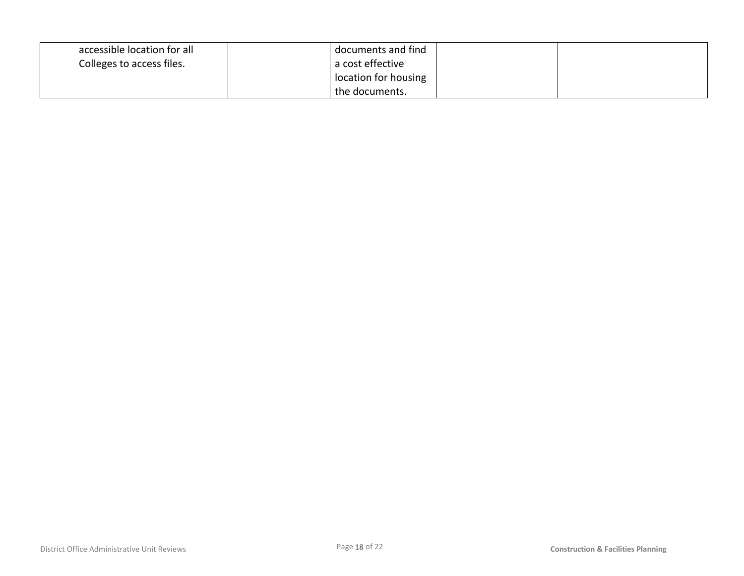| | | | | |
|---|---|---|---|---|
| accessible location for all Colleges to access files. | | documents and find a cost effective location for housing the documents. | | |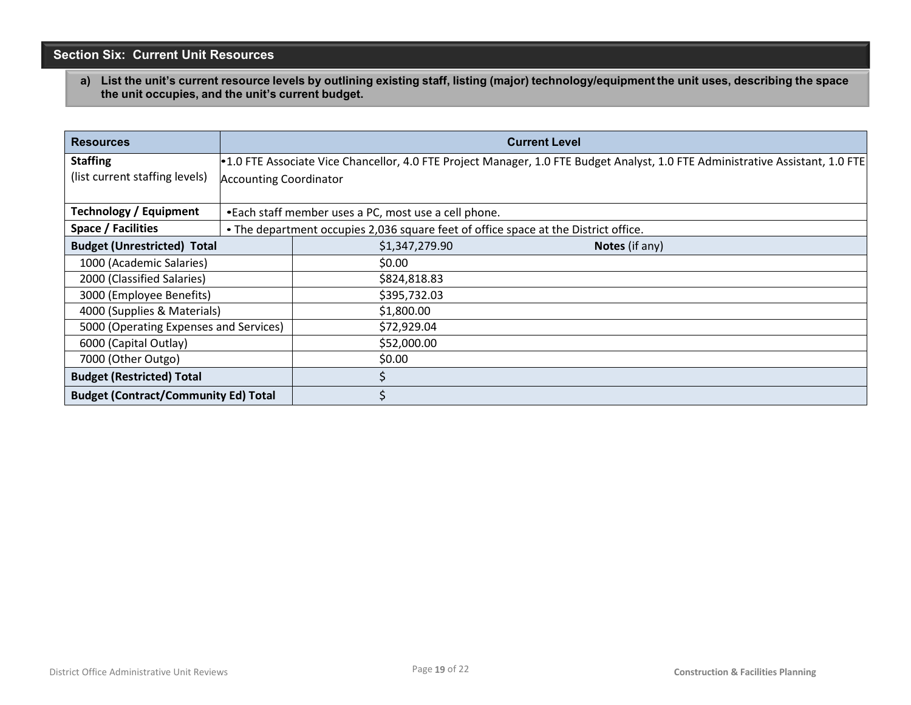## Section Six: Current Unit Resources

**a) List the unit's current resource levels by outlining existing staff, listing (major) technology/equipment the unit uses, describing the space the unit occupies, and the unit's current budget.**

| Resources | Current Level | |
|---|---|---|
| **Staffing** (list current staffing levels) | •1.0 FTE Associate Vice Chancellor, 4.0 FTE Project Manager, 1.0 FTE Budget Analyst, 1.0 FTE Administrative Assistant, 1.0 FTE Accounting Coordinator | |
| **Technology / Equipment** | •Each staff member uses a PC, most use a cell phone. | |
| **Space / Facilities** | • The department occupies 2,036 square feet of office space at the District office. | |
| **Budget (Unrestricted) Total** | $1,347,279.90 | **Notes** (if any) |
| 1000 (Academic Salaries) | $0.00 | |
| 2000 (Classified Salaries) | $824,818.83 | |
| 3000 (Employee Benefits) | $395,732.03 | |
| 4000 (Supplies & Materials) | $1,800.00 | |
| 5000 (Operating Expenses and Services) | $72,929.04 | |
| 6000 (Capital Outlay) | $52,000.00 | |
| 7000 (Other Outgo) | $0.00 | |
| **Budget (Restricted) Total** | $ | |
| **Budget (Contract/Community Ed) Total** | $ | |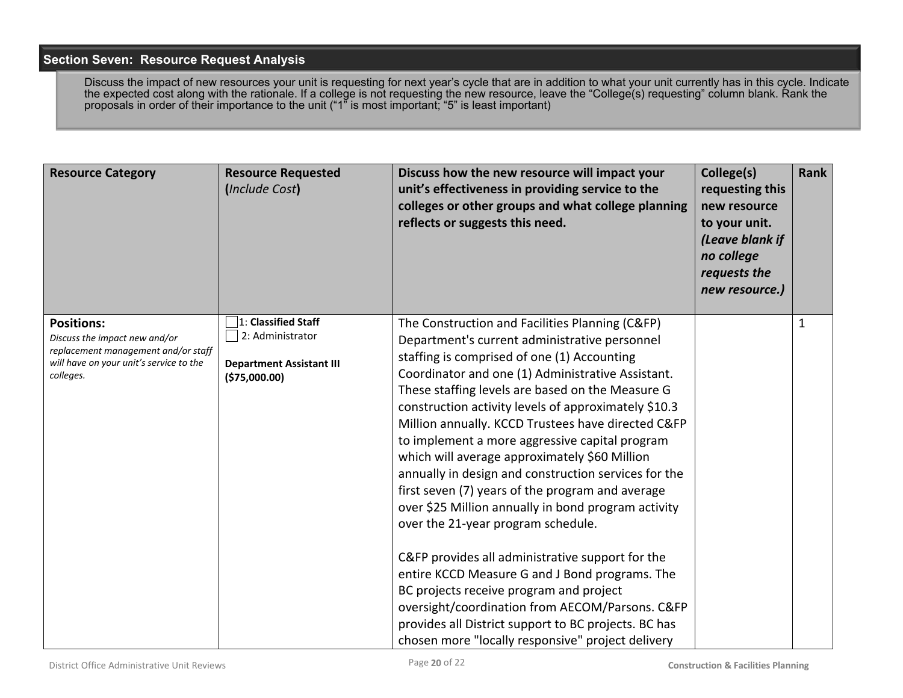## Section Seven: Resource Request Analysis

Discuss the impact of new resources your unit is requesting for next year's cycle that are in addition to what your unit currently has in this cycle. Indicate the expected cost along with the rationale. If a college is not requesting the new resource, leave the "College(s) requesting" column blank. Rank the proposals in order of their importance to the unit ("1" is most important; "5" is least important)

| Resource Category | Resource Requested (*Include Cost*) | Discuss how the new resource will impact your unit's effectiveness in providing service to the colleges or other groups and what college planning reflects or suggests this need. | College(s) requesting this new resource to your unit. *(Leave blank if no college requests the new resource.)* | Rank |
|---|---|---|---|---|
| **Positions:** *Discuss the impact new and/or replacement management and/or staff will have on your unit's service to the colleges.* | ☐ 1: **Classified Staff**<br>☐ 2: Administrator<br><br>**Department Assistant III ($75,000.00)** | The Construction and Facilities Planning (C&FP) Department's current administrative personnel staffing is comprised of one (1) Accounting Coordinator and one (1) Administrative Assistant. These staffing levels are based on the Measure G construction activity levels of approximately $10.3 Million annually. KCCD Trustees have directed C&FP to implement a more aggressive capital program which will average approximately $60 Million annually in design and construction services for the first seven (7) years of the program and average over $25 Million annually in bond program activity over the 21-year program schedule.<br><br>C&FP provides all administrative support for the entire KCCD Measure G and J Bond programs. The BC projects receive program and project oversight/coordination from AECOM/Parsons. C&FP provides all District support to BC projects. BC has chosen more "locally responsive" project delivery | | 1 |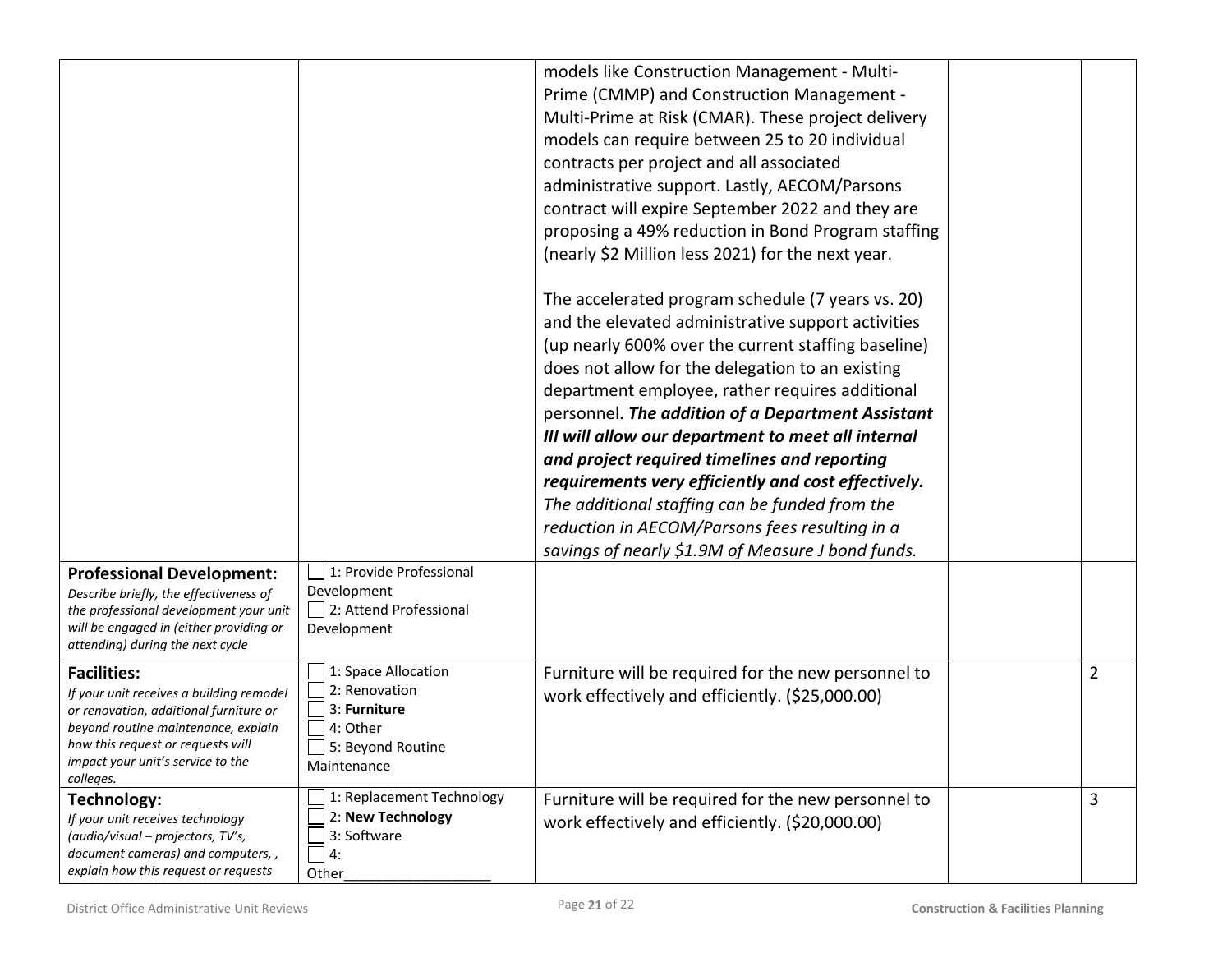| | | | | |
|---|---|---|---|---|
| | | models like Construction Management - Multi-Prime (CMMP) and Construction Management - Multi-Prime at Risk (CMAR). These project delivery models can require between 25 to 20 individual contracts per project and all associated administrative support. Lastly, AECOM/Parsons contract will expire September 2022 and they are proposing a 49% reduction in Bond Program staffing (nearly $2 Million less 2021) for the next year.<br><br>The accelerated program schedule (7 years vs. 20) and the elevated administrative support activities (up nearly 600% over the current staffing baseline) does not allow for the delegation to an existing department employee, rather requires additional personnel. ***The addition of a Department Assistant III will allow our department to meet all internal and project required timelines and reporting requirements very efficiently and cost effectively.*** *The additional staffing can be funded from the reduction in AECOM/Parsons fees resulting in a savings of nearly $1.9M of Measure J bond funds.* | | |
| **Professional Development:**<br>*Describe briefly, the effectiveness of the professional development your unit will be engaged in (either providing or attending) during the next cycle* | ☐ 1: Provide Professional Development<br>☐ 2: Attend Professional Development | | | |
| **Facilities:**<br>*If your unit receives a building remodel or renovation, additional furniture or beyond routine maintenance, explain how this request or requests will impact your unit's service to the colleges.* | ☐ 1: Space Allocation<br>☐ 2: Renovation<br>☐ 3: **Furniture**<br>☐ 4: Other<br>☐ 5: Beyond Routine Maintenance | Furniture will be required for the new personnel to work effectively and efficiently. ($25,000.00) | | 2 |
| **Technology:**<br>*If your unit receives technology (audio/visual – projectors, TV's, document cameras) and computers, , explain how this request or requests* | ☐ 1: Replacement Technology<br>☐ 2: **New Technology**<br>☐ 3: Software<br>☐ 4: Other___________________ | Furniture will be required for the new personnel to work effectively and efficiently. ($20,000.00) | | 3 |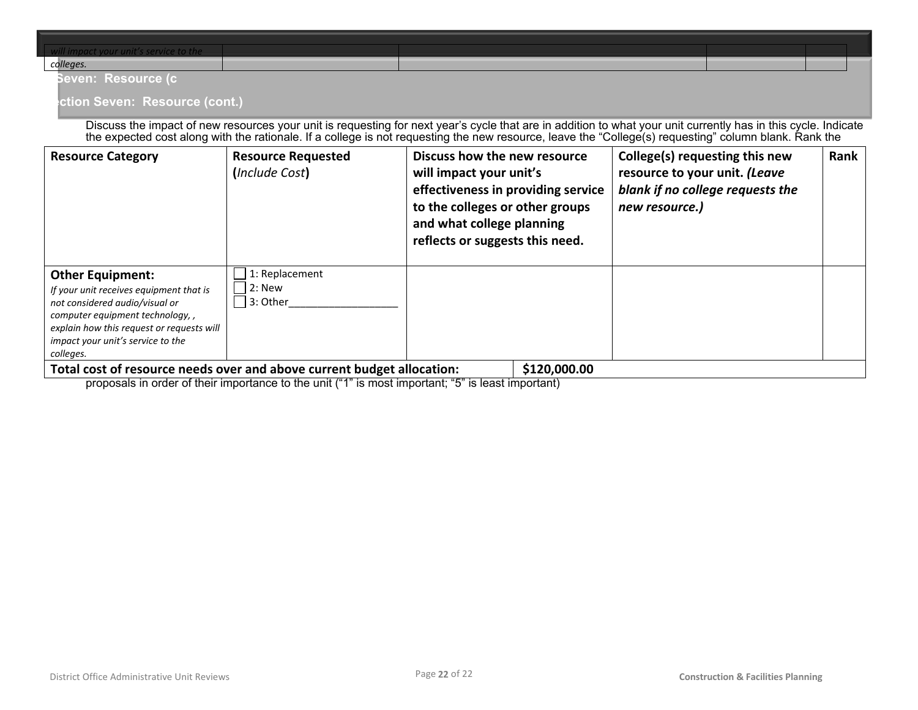| *will impact your unit's service to the colleges.* | | | | |
|---|---|---|---|---|

## Section Seven: Resource (cont.)

Discuss the impact of new resources your unit is requesting for next year's cycle that are in addition to what your unit currently has in this cycle. Indicate the expected cost along with the rationale. If a college is not requesting the new resource, leave the "College(s) requesting" column blank. Rank the proposals in order of their importance to the unit ("1" is most important; "5" is least important)

| **Resource Category** | **Resource Requested** **(***Include Cost***)** | **Discuss how the new resource will impact your unit's effectiveness in providing service to the colleges or other groups and what college planning reflects or suggests this need.** | **College(s) requesting this new resource to your unit.** ***(Leave blank if no college requests the new resource.)*** | **Rank** |
|---|---|---|---|---|
| **Other Equipment:** *If your unit receives equipment that is not considered audio/visual or computer equipment technology, , explain how this request or requests will impact your unit's service to the colleges.* | ☐ 1: Replacement<br>☐ 2: New<br>☐ 3: Other___________________ | | | |
| **Total cost of resource needs over and above current budget allocation:** | | | **$120,000.00** | |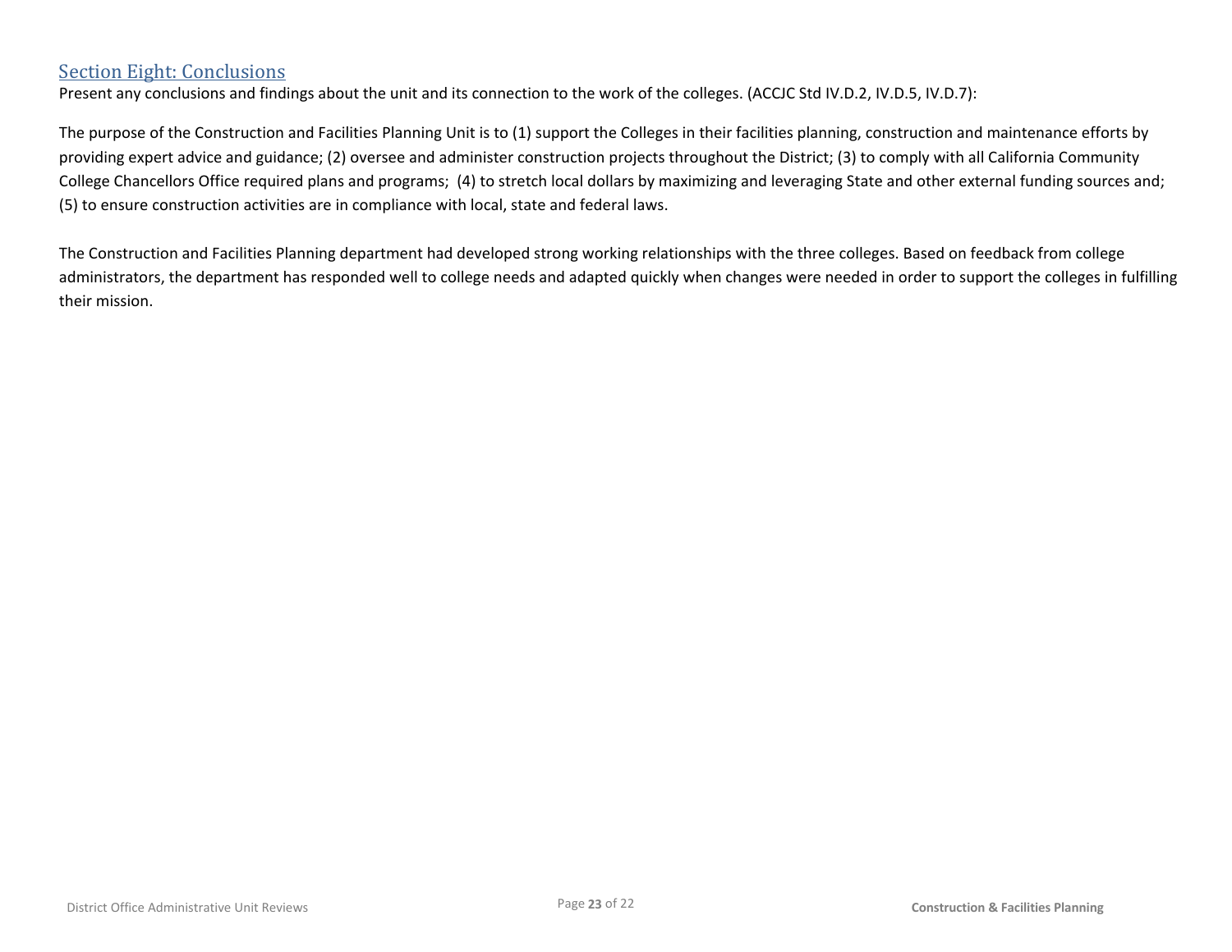## Section Eight: Conclusions

Present any conclusions and findings about the unit and its connection to the work of the colleges. (ACCJC Std IV.D.2, IV.D.5, IV.D.7):

The purpose of the Construction and Facilities Planning Unit is to (1) support the Colleges in their facilities planning, construction and maintenance efforts by providing expert advice and guidance; (2) oversee and administer construction projects throughout the District; (3) to comply with all California Community College Chancellors Office required plans and programs; (4) to stretch local dollars by maximizing and leveraging State and other external funding sources and; (5) to ensure construction activities are in compliance with local, state and federal laws.

The Construction and Facilities Planning department had developed strong working relationships with the three colleges. Based on feedback from college administrators, the department has responded well to college needs and adapted quickly when changes were needed in order to support the colleges in fulfilling their mission.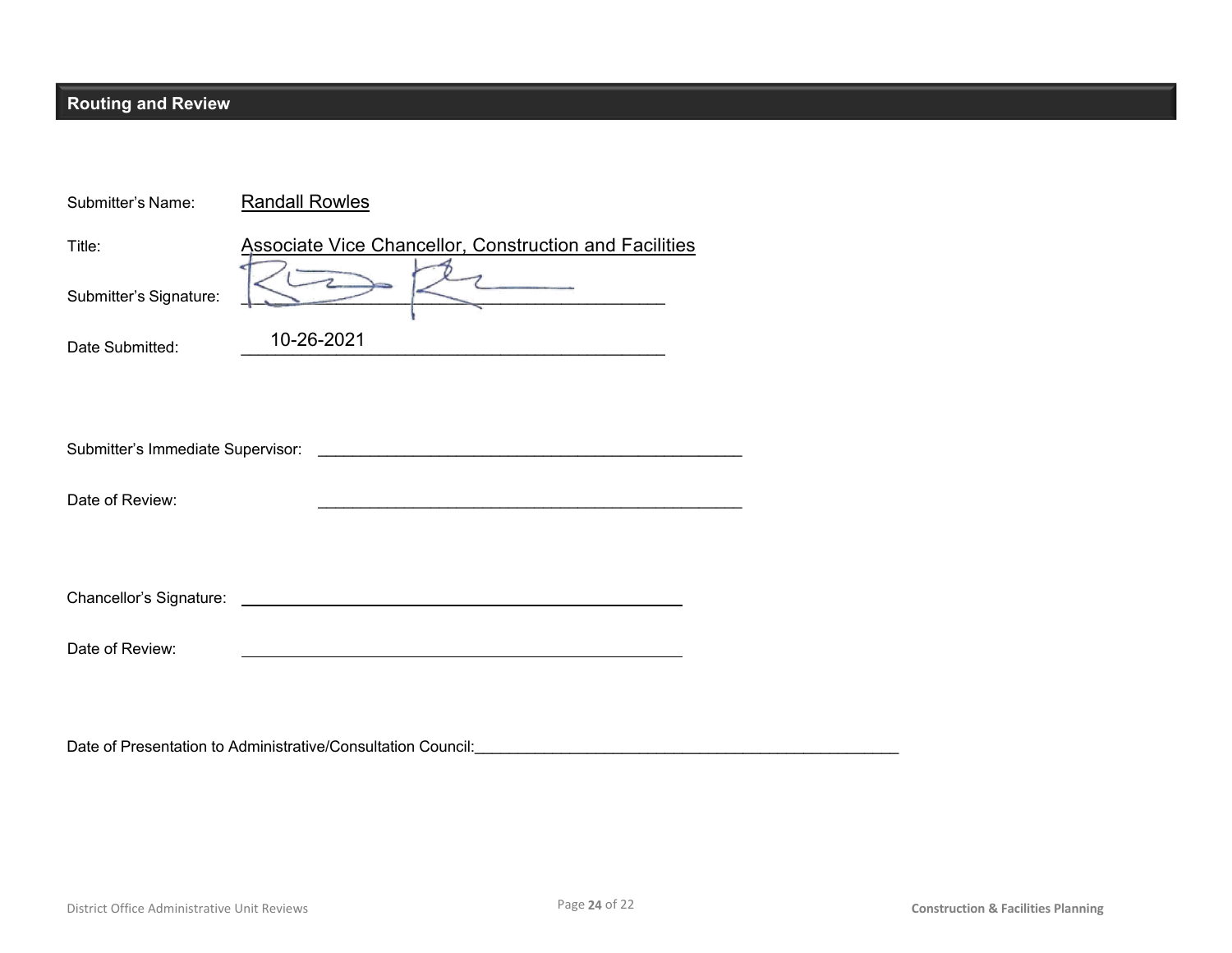## Routing and Review

Submitter's Name: Randall Rowles

Title: Associate Vice Chancellor, Construction and Facilities

Submitter's Signature: ______________________________

Date Submitted: 10-26-2021

Submitter's Immediate Supervisor: ______________________________

Date of Review: ______________________________

Chancellor's Signature: ______________________________

Date of Review: ______________________________

Date of Presentation to Administrative/Consultation Council: ______________________________